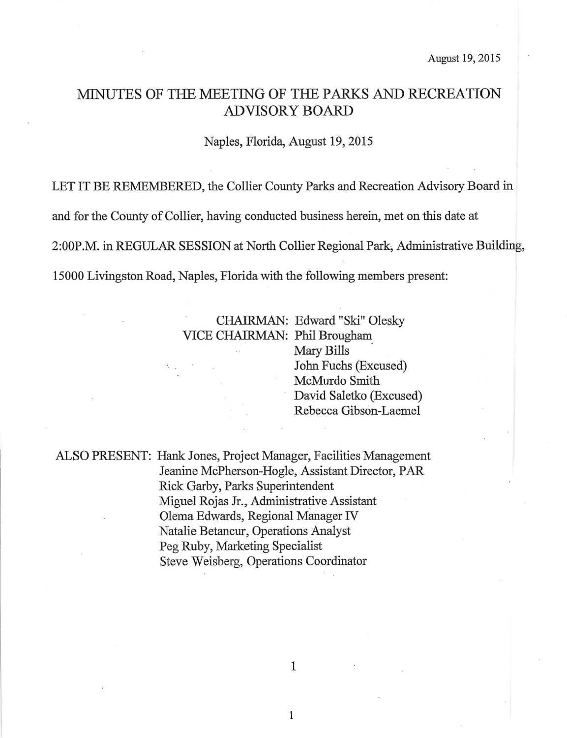August 19, 2015

# MINUTES OF THE MEETING OF THE PARKS AND RECREATION ADVISORY BOARD

Naples, Florida, August 19, 2015

LET IT BE REMEMBERED, the Collier County Parks and Recreation Advisory Board in and for the County of Collier, having conducted business herein, met on this date at 2:00P.M. in REGULAR SESSION at North Collier Regional Park, Administrative Building, 15000 Livingston Road, Naples, Florida with the following members present:

CHAIRMAN: Edward "Ski" Olesky
VICE CHAIRMAN: Phil Brougham
Mary Bills
John Fuchs (Excused)
McMurdo Smith
David Saletko (Excused)
Rebecca Gibson-Laemel

ALSO PRESENT: Hank Jones, Project Manager, Facilities Management
Jeanine McPherson-Hogle, Assistant Director, PAR
Rick Garby, Parks Superintendent
Miguel Rojas Jr., Administrative Assistant
Olema Edwards, Regional Manager IV
Natalie Betancur, Operations Analyst
Peg Ruby, Marketing Specialist
Steve Weisberg, Operations Coordinator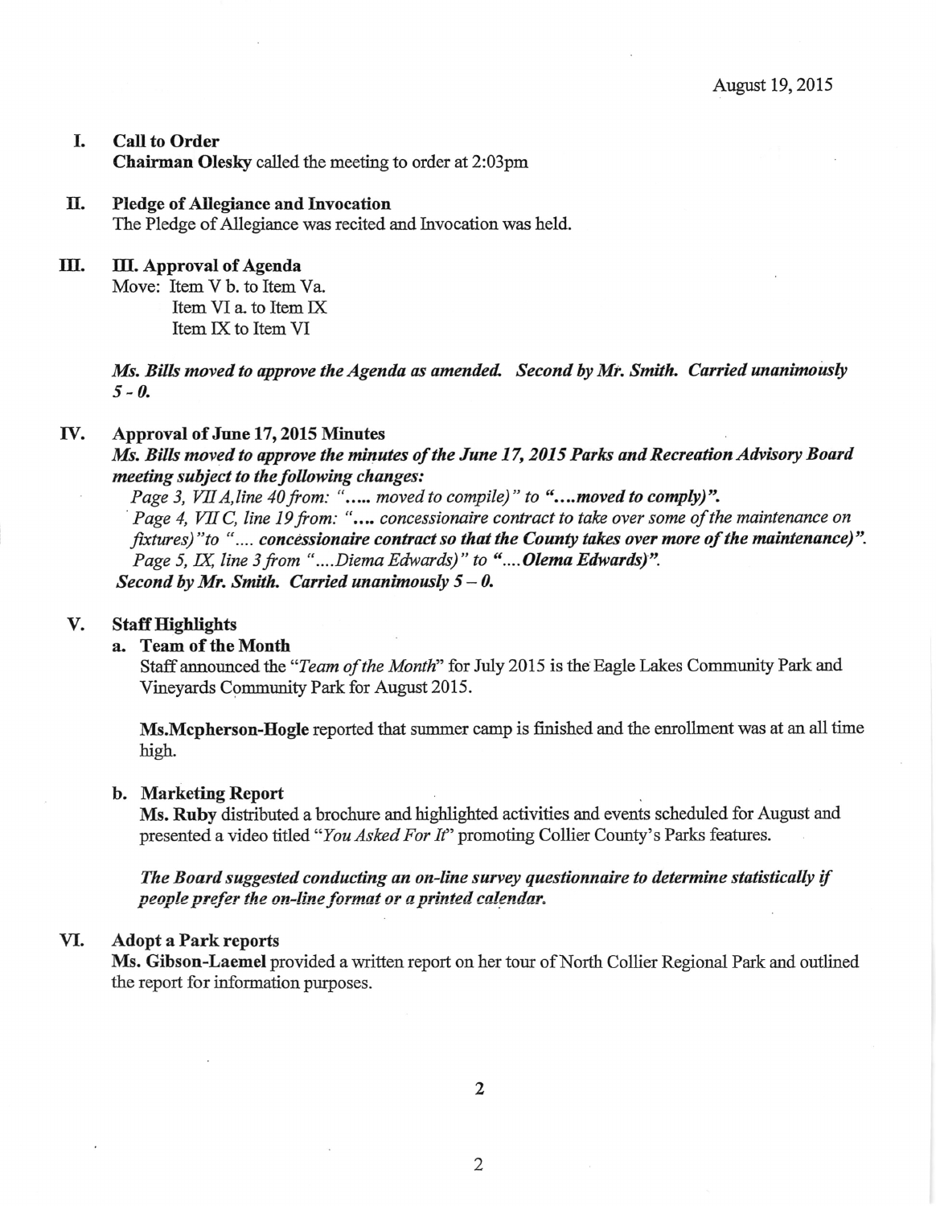August 19, 2015

## I. Call to Order

**Chairman Olesky** called the meeting to order at 2:03pm

## II. Pledge of Allegiance and Invocation

The Pledge of Allegiance was recited and Invocation was held.

## III. III. Approval of Agenda

Move: Item V b. to Item Va.
Item VI a. to Item IX
Item IX to Item VI

***Ms. Bills moved to approve the Agenda as amended. Second by Mr. Smith. Carried unanimously 5 - 0.***

## IV. Approval of June 17, 2015 Minutes

***Ms. Bills moved to approve the minutes of the June 17, 2015 Parks and Recreation Advisory Board meeting subject to the following changes:***

*Page 3, VII A, line 40 from: "..... moved to compile)" to* ***"....moved to comply)".***
*Page 4, VII C, line 19 from: ".... concessionaire contract to take over some of the maintenance on fixtures)" to "....* ***concessionaire contract so that the County takes over more of the maintenance)".***
*Page 5, IX, line 3 from "....Diema Edwards)" to* ***"....Olema Edwards)".***

***Second by Mr. Smith. Carried unanimously 5 – 0.***

## V. Staff Highlights

### a. Team of the Month

Staff announced the "*Team of the Month*" for July 2015 is the Eagle Lakes Community Park and Vineyards Community Park for August 2015.

**Ms.Mcpherson-Hogle** reported that summer camp is finished and the enrollment was at an all time high.

### b. Marketing Report

**Ms. Ruby** distributed a brochure and highlighted activities and events scheduled for August and presented a video titled "*You Asked For It*" promoting Collier County's Parks features.

***The Board suggested conducting an on-line survey questionnaire to determine statistically if people prefer the on-line format or a printed calendar.***

## VI. Adopt a Park reports

**Ms. Gibson-Laemel** provided a written report on her tour of North Collier Regional Park and outlined the report for information purposes.